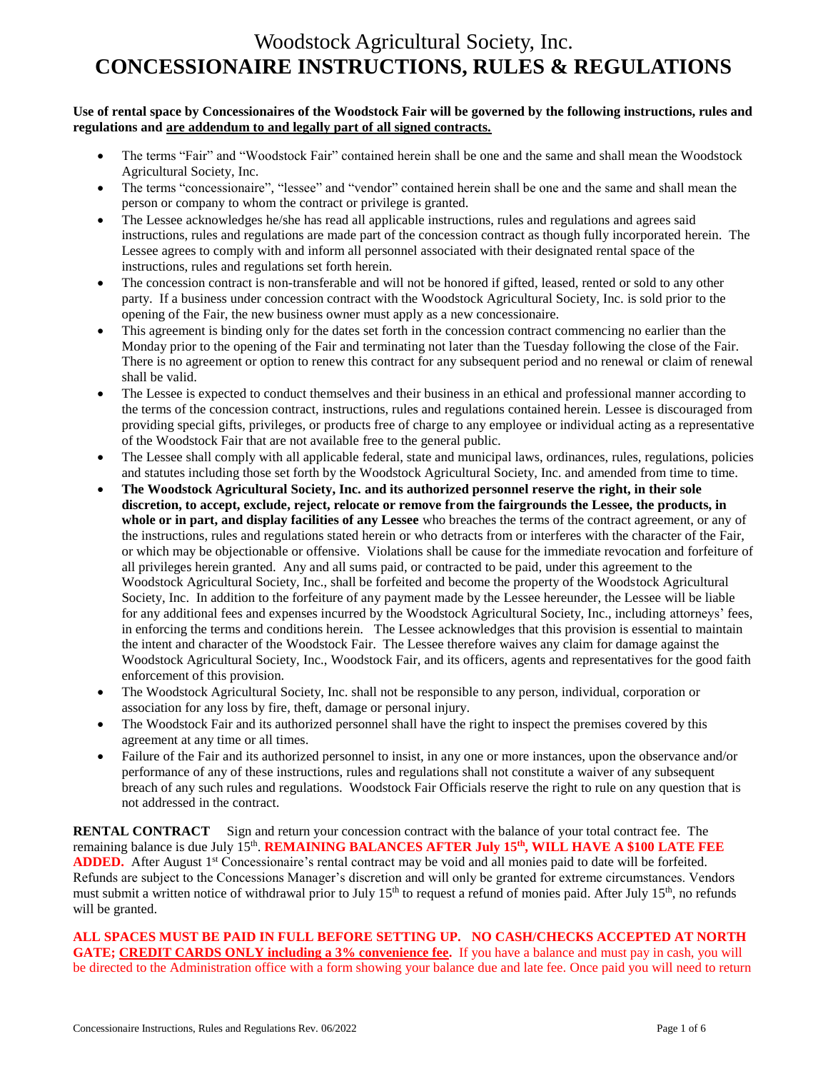# Woodstock Agricultural Society, Inc.
# CONCESSIONAIRE INSTRUCTIONS, RULES & REGULATIONS

**Use of rental space by Concessionaires of the Woodstock Fair will be governed by the following instructions, rules and regulations and are addendum to and legally part of all signed contracts.**

- The terms "Fair" and "Woodstock Fair" contained herein shall be one and the same and shall mean the Woodstock Agricultural Society, Inc.
- The terms "concessionaire", "lessee" and "vendor" contained herein shall be one and the same and shall mean the person or company to whom the contract or privilege is granted.
- The Lessee acknowledges he/she has read all applicable instructions, rules and regulations and agrees said instructions, rules and regulations are made part of the concession contract as though fully incorporated herein. The Lessee agrees to comply with and inform all personnel associated with their designated rental space of the instructions, rules and regulations set forth herein.
- The concession contract is non-transferable and will not be honored if gifted, leased, rented or sold to any other party. If a business under concession contract with the Woodstock Agricultural Society, Inc. is sold prior to the opening of the Fair, the new business owner must apply as a new concessionaire.
- This agreement is binding only for the dates set forth in the concession contract commencing no earlier than the Monday prior to the opening of the Fair and terminating not later than the Tuesday following the close of the Fair. There is no agreement or option to renew this contract for any subsequent period and no renewal or claim of renewal shall be valid.
- The Lessee is expected to conduct themselves and their business in an ethical and professional manner according to the terms of the concession contract, instructions, rules and regulations contained herein. Lessee is discouraged from providing special gifts, privileges, or products free of charge to any employee or individual acting as a representative of the Woodstock Fair that are not available free to the general public.
- The Lessee shall comply with all applicable federal, state and municipal laws, ordinances, rules, regulations, policies and statutes including those set forth by the Woodstock Agricultural Society, Inc. and amended from time to time.
- **The Woodstock Agricultural Society, Inc. and its authorized personnel reserve the right, in their sole discretion, to accept, exclude, reject, relocate or remove from the fairgrounds the Lessee, the products, in whole or in part, and display facilities of any Lessee** who breaches the terms of the contract agreement, or any of the instructions, rules and regulations stated herein or who detracts from or interferes with the character of the Fair, or which may be objectionable or offensive. Violations shall be cause for the immediate revocation and forfeiture of all privileges herein granted. Any and all sums paid, or contracted to be paid, under this agreement to the Woodstock Agricultural Society, Inc., shall be forfeited and become the property of the Woodstock Agricultural Society, Inc. In addition to the forfeiture of any payment made by the Lessee hereunder, the Lessee will be liable for any additional fees and expenses incurred by the Woodstock Agricultural Society, Inc., including attorneys' fees, in enforcing the terms and conditions herein. The Lessee acknowledges that this provision is essential to maintain the intent and character of the Woodstock Fair. The Lessee therefore waives any claim for damage against the Woodstock Agricultural Society, Inc., Woodstock Fair, and its officers, agents and representatives for the good faith enforcement of this provision.
- The Woodstock Agricultural Society, Inc. shall not be responsible to any person, individual, corporation or association for any loss by fire, theft, damage or personal injury.
- The Woodstock Fair and its authorized personnel shall have the right to inspect the premises covered by this agreement at any time or all times.
- Failure of the Fair and its authorized personnel to insist, in any one or more instances, upon the observance and/or performance of any of these instructions, rules and regulations shall not constitute a waiver of any subsequent breach of any such rules and regulations. Woodstock Fair Officials reserve the right to rule on any question that is not addressed in the contract.

**RENTAL CONTRACT** Sign and return your concession contract with the balance of your total contract fee. The remaining balance is due July 15th. **REMAINING BALANCES AFTER July 15th, WILL HAVE A $100 LATE FEE ADDED.** After August 1st Concessionaire's rental contract may be void and all monies paid to date will be forfeited. Refunds are subject to the Concessions Manager's discretion and will only be granted for extreme circumstances. Vendors must submit a written notice of withdrawal prior to July 15th to request a refund of monies paid. After July 15th, no refunds will be granted.

**ALL SPACES MUST BE PAID IN FULL BEFORE SETTING UP. NO CASH/CHECKS ACCEPTED AT NORTH GATE; CREDIT CARDS ONLY including a 3% convenience fee.** If you have a balance and must pay in cash, you will be directed to the Administration office with a form showing your balance due and late fee. Once paid you will need to return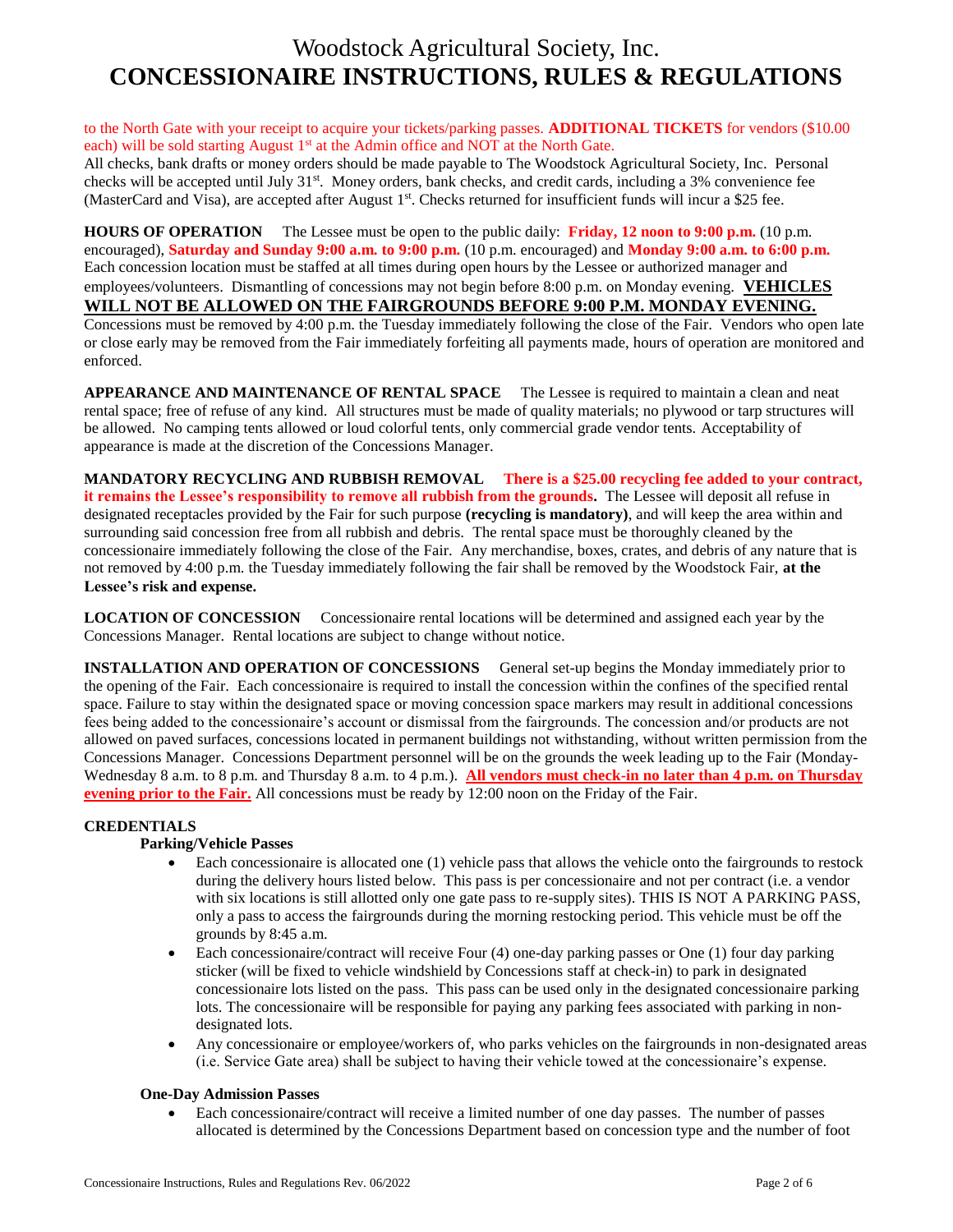to the North Gate with your receipt to acquire your tickets/parking passes. **ADDITIONAL TICKETS** for vendors ($10.00 each) will be sold starting August 1st at the Admin office and NOT at the North Gate.

All checks, bank drafts or money orders should be made payable to The Woodstock Agricultural Society, Inc. Personal checks will be accepted until July 31st. Money orders, bank checks, and credit cards, including a 3% convenience fee (MasterCard and Visa), are accepted after August 1st. Checks returned for insufficient funds will incur a $25 fee.

**HOURS OF OPERATION** The Lessee must be open to the public daily: **Friday, 12 noon to 9:00 p.m.** (10 p.m. encouraged), **Saturday and Sunday 9:00 a.m. to 9:00 p.m.** (10 p.m. encouraged) and **Monday 9:00 a.m. to 6:00 p.m.** Each concession location must be staffed at all times during open hours by the Lessee or authorized manager and employees/volunteers. Dismantling of concessions may not begin before 8:00 p.m. on Monday evening. **VEHICLES WILL NOT BE ALLOWED ON THE FAIRGROUNDS BEFORE 9:00 P.M. MONDAY EVENING.** Concessions must be removed by 4:00 p.m. the Tuesday immediately following the close of the Fair. Vendors who open late or close early may be removed from the Fair immediately forfeiting all payments made, hours of operation are monitored and enforced.

**APPEARANCE AND MAINTENANCE OF RENTAL SPACE** The Lessee is required to maintain a clean and neat rental space; free of refuse of any kind. All structures must be made of quality materials; no plywood or tarp structures will be allowed. No camping tents allowed or loud colorful tents, only commercial grade vendor tents. Acceptability of appearance is made at the discretion of the Concessions Manager.

**MANDATORY RECYCLING AND RUBBISH REMOVAL** **There is a $25.00 recycling fee added to your contract, it remains the Lessee's responsibility to remove all rubbish from the grounds.** The Lessee will deposit all refuse in designated receptacles provided by the Fair for such purpose **(recycling is mandatory)**, and will keep the area within and surrounding said concession free from all rubbish and debris. The rental space must be thoroughly cleaned by the concessionaire immediately following the close of the Fair. Any merchandise, boxes, crates, and debris of any nature that is not removed by 4:00 p.m. the Tuesday immediately following the fair shall be removed by the Woodstock Fair, **at the Lessee's risk and expense.**

**LOCATION OF CONCESSION** Concessionaire rental locations will be determined and assigned each year by the Concessions Manager. Rental locations are subject to change without notice.

**INSTALLATION AND OPERATION OF CONCESSIONS** General set-up begins the Monday immediately prior to the opening of the Fair. Each concessionaire is required to install the concession within the confines of the specified rental space. Failure to stay within the designated space or moving concession space markers may result in additional concessions fees being added to the concessionaire's account or dismissal from the fairgrounds. The concession and/or products are not allowed on paved surfaces, concessions located in permanent buildings not withstanding, without written permission from the Concessions Manager. Concessions Department personnel will be on the grounds the week leading up to the Fair (Monday-Wednesday 8 a.m. to 8 p.m. and Thursday 8 a.m. to 4 p.m.). **All vendors must check-in no later than 4 p.m. on Thursday evening prior to the Fair.** All concessions must be ready by 12:00 noon on the Friday of the Fair.

**CREDENTIALS**

**Parking/Vehicle Passes**

- Each concessionaire is allocated one (1) vehicle pass that allows the vehicle onto the fairgrounds to restock during the delivery hours listed below. This pass is per concessionaire and not per contract (i.e. a vendor with six locations is still allotted only one gate pass to re-supply sites). THIS IS NOT A PARKING PASS, only a pass to access the fairgrounds during the morning restocking period. This vehicle must be off the grounds by 8:45 a.m.
- Each concessionaire/contract will receive Four (4) one-day parking passes or One (1) four day parking sticker (will be fixed to vehicle windshield by Concessions staff at check-in) to park in designated concessionaire lots listed on the pass. This pass can be used only in the designated concessionaire parking lots. The concessionaire will be responsible for paying any parking fees associated with parking in non-designated lots.
- Any concessionaire or employee/workers of, who parks vehicles on the fairgrounds in non-designated areas (i.e. Service Gate area) shall be subject to having their vehicle towed at the concessionaire's expense.

**One-Day Admission Passes**

- Each concessionaire/contract will receive a limited number of one day passes. The number of passes allocated is determined by the Concessions Department based on concession type and the number of foot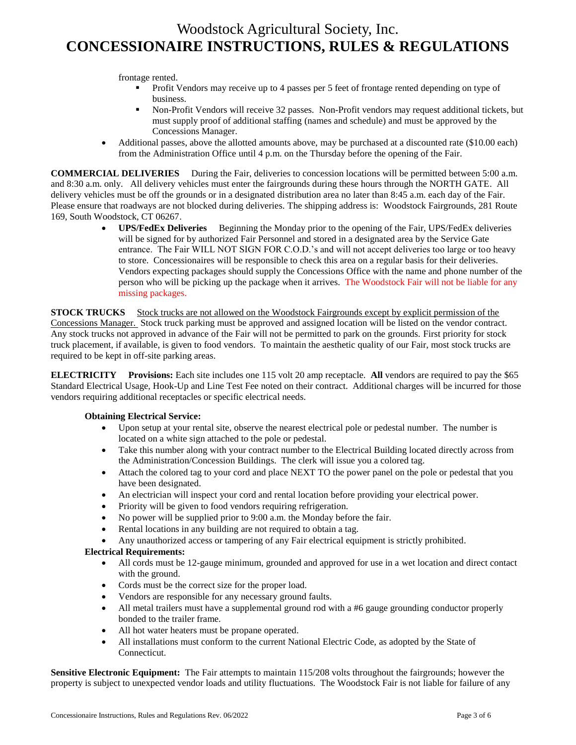frontage rented.

- Profit Vendors may receive up to 4 passes per 5 feet of frontage rented depending on type of business.
- Non-Profit Vendors will receive 32 passes. Non-Profit vendors may request additional tickets, but must supply proof of additional staffing (names and schedule) and must be approved by the Concessions Manager.

- Additional passes, above the allotted amounts above, may be purchased at a discounted rate ($10.00 each) from the Administration Office until 4 p.m. on the Thursday before the opening of the Fair.

**COMMERCIAL DELIVERIES** During the Fair, deliveries to concession locations will be permitted between 5:00 a.m. and 8:30 a.m. only. All delivery vehicles must enter the fairgrounds during these hours through the NORTH GATE. All delivery vehicles must be off the grounds or in a designated distribution area no later than 8:45 a.m. each day of the Fair. Please ensure that roadways are not blocked during deliveries. The shipping address is: Woodstock Fairgrounds, 281 Route 169, South Woodstock, CT 06267.

- **UPS/FedEx Deliveries** Beginning the Monday prior to the opening of the Fair, UPS/FedEx deliveries will be signed for by authorized Fair Personnel and stored in a designated area by the Service Gate entrance. The Fair WILL NOT SIGN FOR C.O.D.'s and will not accept deliveries too large or too heavy to store. Concessionaires will be responsible to check this area on a regular basis for their deliveries. Vendors expecting packages should supply the Concessions Office with the name and phone number of the person who will be picking up the package when it arrives. The Woodstock Fair will not be liable for any missing packages.

**STOCK TRUCKS** Stock trucks are not allowed on the Woodstock Fairgrounds except by explicit permission of the Concessions Manager. Stock truck parking must be approved and assigned location will be listed on the vendor contract. Any stock trucks not approved in advance of the Fair will not be permitted to park on the grounds. First priority for stock truck placement, if available, is given to food vendors. To maintain the aesthetic quality of our Fair, most stock trucks are required to be kept in off-site parking areas.

**ELECTRICITY** **Provisions:** Each site includes one 115 volt 20 amp receptacle. **All** vendors are required to pay the $65 Standard Electrical Usage, Hook-Up and Line Test Fee noted on their contract. Additional charges will be incurred for those vendors requiring additional receptacles or specific electrical needs.

**Obtaining Electrical Service:**

- Upon setup at your rental site, observe the nearest electrical pole or pedestal number. The number is located on a white sign attached to the pole or pedestal.
- Take this number along with your contract number to the Electrical Building located directly across from the Administration/Concession Buildings. The clerk will issue you a colored tag.
- Attach the colored tag to your cord and place NEXT TO the power panel on the pole or pedestal that you have been designated.
- An electrician will inspect your cord and rental location before providing your electrical power.
- Priority will be given to food vendors requiring refrigeration.
- No power will be supplied prior to 9:00 a.m. the Monday before the fair.
- Rental locations in any building are not required to obtain a tag.
- Any unauthorized access or tampering of any Fair electrical equipment is strictly prohibited.

**Electrical Requirements:**

- All cords must be 12-gauge minimum, grounded and approved for use in a wet location and direct contact with the ground.
- Cords must be the correct size for the proper load.
- Vendors are responsible for any necessary ground faults.
- All metal trailers must have a supplemental ground rod with a #6 gauge grounding conductor properly bonded to the trailer frame.
- All hot water heaters must be propane operated.
- All installations must conform to the current National Electric Code, as adopted by the State of Connecticut.

**Sensitive Electronic Equipment:** The Fair attempts to maintain 115/208 volts throughout the fairgrounds; however the property is subject to unexpected vendor loads and utility fluctuations. The Woodstock Fair is not liable for failure of any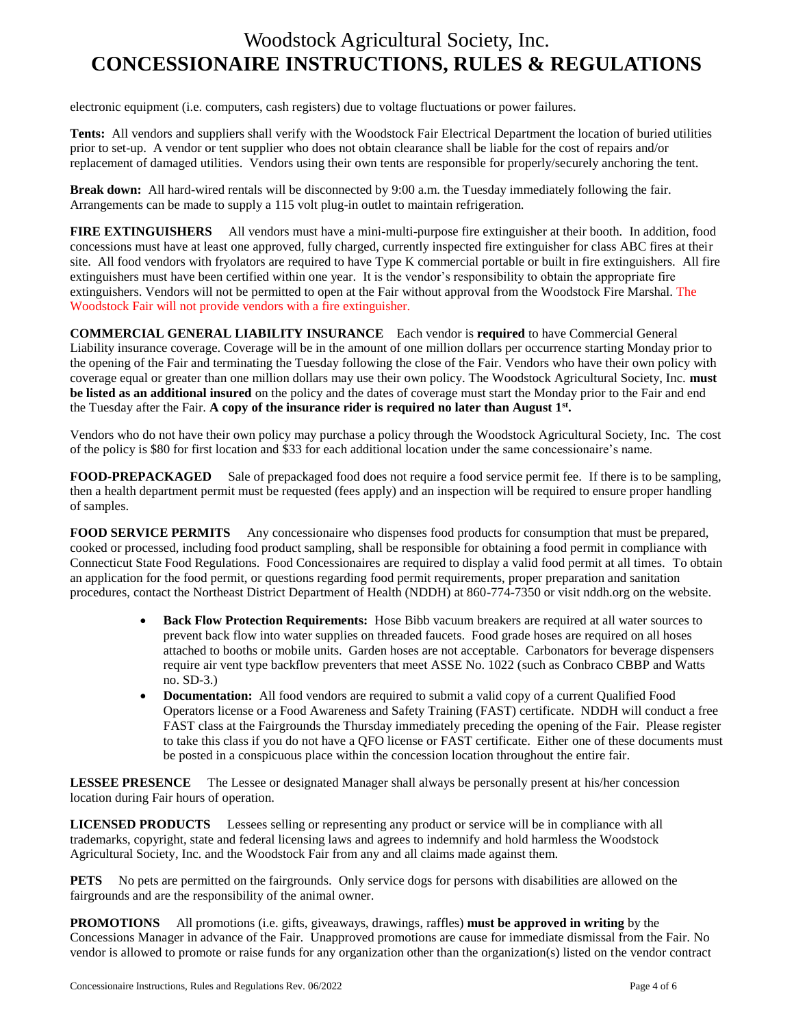electronic equipment (i.e. computers, cash registers) due to voltage fluctuations or power failures.

**Tents:** All vendors and suppliers shall verify with the Woodstock Fair Electrical Department the location of buried utilities prior to set-up. A vendor or tent supplier who does not obtain clearance shall be liable for the cost of repairs and/or replacement of damaged utilities. Vendors using their own tents are responsible for properly/securely anchoring the tent.

**Break down:** All hard-wired rentals will be disconnected by 9:00 a.m. the Tuesday immediately following the fair. Arrangements can be made to supply a 115 volt plug-in outlet to maintain refrigeration.

**FIRE EXTINGUISHERS** All vendors must have a mini-multi-purpose fire extinguisher at their booth. In addition, food concessions must have at least one approved, fully charged, currently inspected fire extinguisher for class ABC fires at their site. All food vendors with fryolators are required to have Type K commercial portable or built in fire extinguishers. All fire extinguishers must have been certified within one year. It is the vendor's responsibility to obtain the appropriate fire extinguishers. Vendors will not be permitted to open at the Fair without approval from the Woodstock Fire Marshal. The Woodstock Fair will not provide vendors with a fire extinguisher.

**COMMERCIAL GENERAL LIABILITY INSURANCE** Each vendor is **required** to have Commercial General Liability insurance coverage. Coverage will be in the amount of one million dollars per occurrence starting Monday prior to the opening of the Fair and terminating the Tuesday following the close of the Fair. Vendors who have their own policy with coverage equal or greater than one million dollars may use their own policy. The Woodstock Agricultural Society, Inc. **must be listed as an additional insured** on the policy and the dates of coverage must start the Monday prior to the Fair and end the Tuesday after the Fair. **A copy of the insurance rider is required no later than August 1st.**

Vendors who do not have their own policy may purchase a policy through the Woodstock Agricultural Society, Inc. The cost of the policy is $80 for first location and $33 for each additional location under the same concessionaire's name.

**FOOD-PREPACKAGED** Sale of prepackaged food does not require a food service permit fee. If there is to be sampling, then a health department permit must be requested (fees apply) and an inspection will be required to ensure proper handling of samples.

**FOOD SERVICE PERMITS** Any concessionaire who dispenses food products for consumption that must be prepared, cooked or processed, including food product sampling, shall be responsible for obtaining a food permit in compliance with Connecticut State Food Regulations. Food Concessionaires are required to display a valid food permit at all times. To obtain an application for the food permit, or questions regarding food permit requirements, proper preparation and sanitation procedures, contact the Northeast District Department of Health (NDDH) at 860-774-7350 or visit nddh.org on the website.

- **Back Flow Protection Requirements:** Hose Bibb vacuum breakers are required at all water sources to prevent back flow into water supplies on threaded faucets. Food grade hoses are required on all hoses attached to booths or mobile units. Garden hoses are not acceptable. Carbonators for beverage dispensers require air vent type backflow preventers that meet ASSE No. 1022 (such as Conbraco CBBP and Watts no. SD-3.)
- **Documentation:** All food vendors are required to submit a valid copy of a current Qualified Food Operators license or a Food Awareness and Safety Training (FAST) certificate. NDDH will conduct a free FAST class at the Fairgrounds the Thursday immediately preceding the opening of the Fair. Please register to take this class if you do not have a QFO license or FAST certificate. Either one of these documents must be posted in a conspicuous place within the concession location throughout the entire fair.

**LESSEE PRESENCE** The Lessee or designated Manager shall always be personally present at his/her concession location during Fair hours of operation.

**LICENSED PRODUCTS** Lessees selling or representing any product or service will be in compliance with all trademarks, copyright, state and federal licensing laws and agrees to indemnify and hold harmless the Woodstock Agricultural Society, Inc. and the Woodstock Fair from any and all claims made against them.

**PETS** No pets are permitted on the fairgrounds. Only service dogs for persons with disabilities are allowed on the fairgrounds and are the responsibility of the animal owner.

**PROMOTIONS** All promotions (i.e. gifts, giveaways, drawings, raffles) **must be approved in writing** by the Concessions Manager in advance of the Fair. Unapproved promotions are cause for immediate dismissal from the Fair. No vendor is allowed to promote or raise funds for any organization other than the organization(s) listed on the vendor contract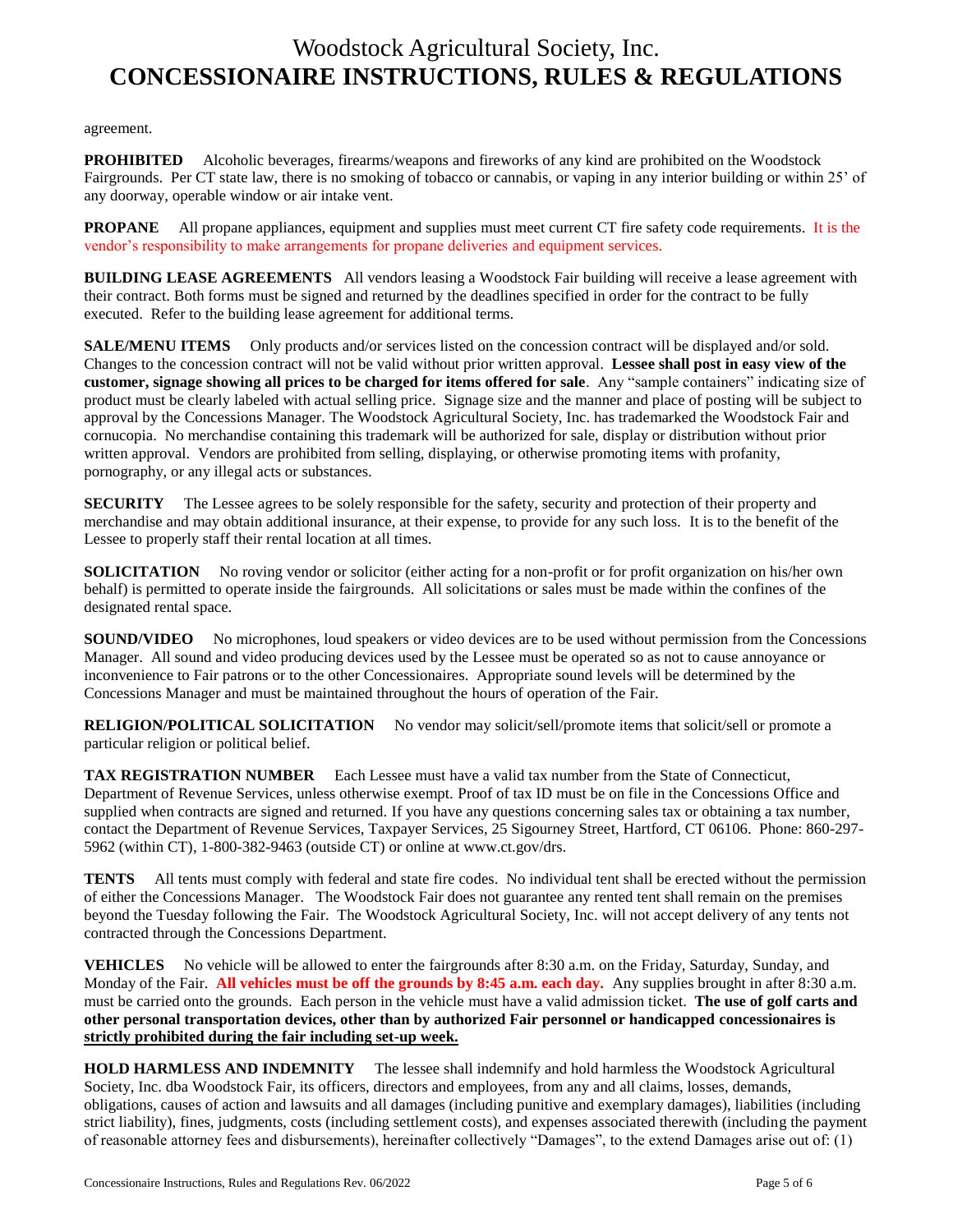agreement.

**PROHIBITED** Alcoholic beverages, firearms/weapons and fireworks of any kind are prohibited on the Woodstock Fairgrounds. Per CT state law, there is no smoking of tobacco or cannabis, or vaping in any interior building or within 25' of any doorway, operable window or air intake vent.

**PROPANE** All propane appliances, equipment and supplies must meet current CT fire safety code requirements. It is the vendor's responsibility to make arrangements for propane deliveries and equipment services.

**BUILDING LEASE AGREEMENTS** All vendors leasing a Woodstock Fair building will receive a lease agreement with their contract. Both forms must be signed and returned by the deadlines specified in order for the contract to be fully executed. Refer to the building lease agreement for additional terms.

**SALE/MENU ITEMS** Only products and/or services listed on the concession contract will be displayed and/or sold. Changes to the concession contract will not be valid without prior written approval. **Lessee shall post in easy view of the customer, signage showing all prices to be charged for items offered for sale**. Any "sample containers" indicating size of product must be clearly labeled with actual selling price. Signage size and the manner and place of posting will be subject to approval by the Concessions Manager. The Woodstock Agricultural Society, Inc. has trademarked the Woodstock Fair and cornucopia. No merchandise containing this trademark will be authorized for sale, display or distribution without prior written approval. Vendors are prohibited from selling, displaying, or otherwise promoting items with profanity, pornography, or any illegal acts or substances.

**SECURITY** The Lessee agrees to be solely responsible for the safety, security and protection of their property and merchandise and may obtain additional insurance, at their expense, to provide for any such loss. It is to the benefit of the Lessee to properly staff their rental location at all times.

**SOLICITATION** No roving vendor or solicitor (either acting for a non-profit or for profit organization on his/her own behalf) is permitted to operate inside the fairgrounds. All solicitations or sales must be made within the confines of the designated rental space.

**SOUND/VIDEO** No microphones, loud speakers or video devices are to be used without permission from the Concessions Manager. All sound and video producing devices used by the Lessee must be operated so as not to cause annoyance or inconvenience to Fair patrons or to the other Concessionaires. Appropriate sound levels will be determined by the Concessions Manager and must be maintained throughout the hours of operation of the Fair.

**RELIGION/POLITICAL SOLICITATION** No vendor may solicit/sell/promote items that solicit/sell or promote a particular religion or political belief.

**TAX REGISTRATION NUMBER** Each Lessee must have a valid tax number from the State of Connecticut, Department of Revenue Services, unless otherwise exempt. Proof of tax ID must be on file in the Concessions Office and supplied when contracts are signed and returned. If you have any questions concerning sales tax or obtaining a tax number, contact the Department of Revenue Services, Taxpayer Services, 25 Sigourney Street, Hartford, CT 06106. Phone: 860-297-5962 (within CT), 1-800-382-9463 (outside CT) or online at www.ct.gov/drs.

**TENTS** All tents must comply with federal and state fire codes. No individual tent shall be erected without the permission of either the Concessions Manager. The Woodstock Fair does not guarantee any rented tent shall remain on the premises beyond the Tuesday following the Fair. The Woodstock Agricultural Society, Inc. will not accept delivery of any tents not contracted through the Concessions Department.

**VEHICLES** No vehicle will be allowed to enter the fairgrounds after 8:30 a.m. on the Friday, Saturday, Sunday, and Monday of the Fair. **All vehicles must be off the grounds by 8:45 a.m. each day.** Any supplies brought in after 8:30 a.m. must be carried onto the grounds. Each person in the vehicle must have a valid admission ticket. **The use of golf carts and other personal transportation devices, other than by authorized Fair personnel or handicapped concessionaires is <u>strictly prohibited during the fair including set-up week.</u>**

**HOLD HARMLESS AND INDEMNITY** The lessee shall indemnify and hold harmless the Woodstock Agricultural Society, Inc. dba Woodstock Fair, its officers, directors and employees, from any and all claims, losses, demands, obligations, causes of action and lawsuits and all damages (including punitive and exemplary damages), liabilities (including strict liability), fines, judgments, costs (including settlement costs), and expenses associated therewith (including the payment of reasonable attorney fees and disbursements), hereinafter collectively "Damages", to the extend Damages arise out of: (1)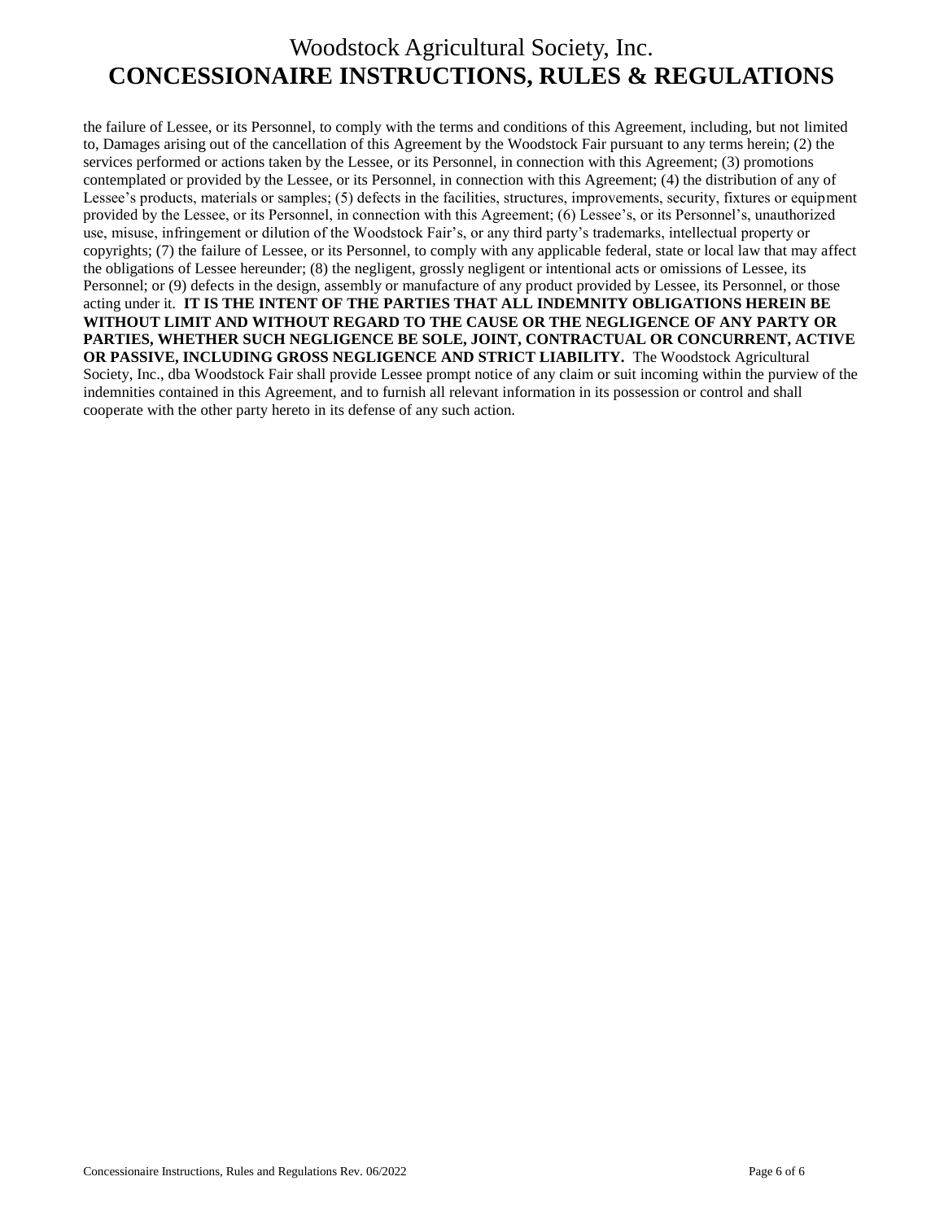the failure of Lessee, or its Personnel, to comply with the terms and conditions of this Agreement, including, but not limited to, Damages arising out of the cancellation of this Agreement by the Woodstock Fair pursuant to any terms herein; (2) the services performed or actions taken by the Lessee, or its Personnel, in connection with this Agreement; (3) promotions contemplated or provided by the Lessee, or its Personnel, in connection with this Agreement; (4) the distribution of any of Lessee's products, materials or samples; (5) defects in the facilities, structures, improvements, security, fixtures or equipment provided by the Lessee, or its Personnel, in connection with this Agreement; (6) Lessee's, or its Personnel's, unauthorized use, misuse, infringement or dilution of the Woodstock Fair's, or any third party's trademarks, intellectual property or copyrights; (7) the failure of Lessee, or its Personnel, to comply with any applicable federal, state or local law that may affect the obligations of Lessee hereunder; (8) the negligent, grossly negligent or intentional acts or omissions of Lessee, its Personnel; or (9) defects in the design, assembly or manufacture of any product provided by Lessee, its Personnel, or those acting under it. **IT IS THE INTENT OF THE PARTIES THAT ALL INDEMNITY OBLIGATIONS HEREIN BE WITHOUT LIMIT AND WITHOUT REGARD TO THE CAUSE OR THE NEGLIGENCE OF ANY PARTY OR PARTIES, WHETHER SUCH NEGLIGENCE BE SOLE, JOINT, CONTRACTUAL OR CONCURRENT, ACTIVE OR PASSIVE, INCLUDING GROSS NEGLIGENCE AND STRICT LIABILITY.** The Woodstock Agricultural Society, Inc., dba Woodstock Fair shall provide Lessee prompt notice of any claim or suit incoming within the purview of the indemnities contained in this Agreement, and to furnish all relevant information in its possession or control and shall cooperate with the other party hereto in its defense of any such action.